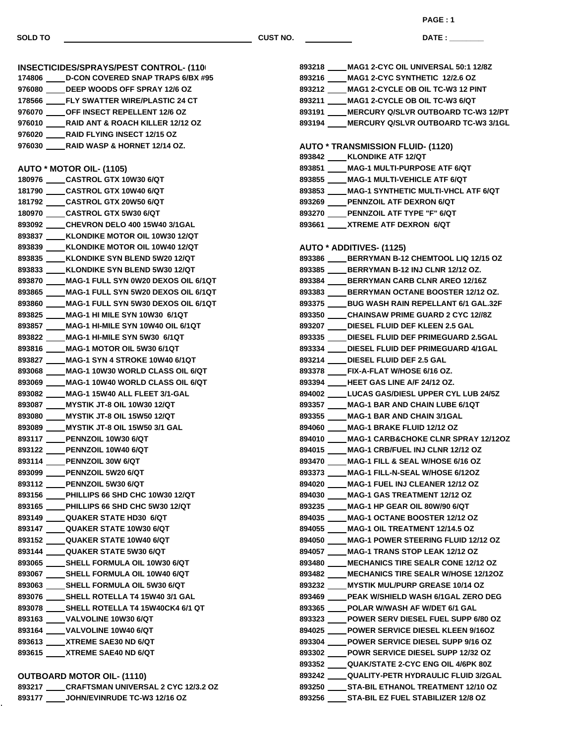SOLD TO ______________________ CUST NO. __________ DATE : ________

## INSECTICIDES/SPRAYS/PEST CONTROL- (110

174806 ____ D-CON COVERED SNAP TRAPS 6/BX #95
976080 ____ DEEP WOODS OFF SPRAY 12/6 OZ
178566 ____ FLY SWATTER WIRE/PLASTIC 24 CT
976070 ____ OFF INSECT REPELLENT 12/6 OZ
976010 ____ RAID ANT & ROACH KILLER 12/12 OZ
976020 ____ RAID FLYING INSECT 12/15 OZ
976030 ____ RAID WASP & HORNET 12/14 OZ.

## AUTO * MOTOR OIL- (1105)

180976 ____ CASTROL GTX 10W30 6/QT
181790 ____ CASTROL GTX 10W40 6/QT
181792 ____ CASTROL GTX 20W50 6/QT
180970 ____ CASTROL GTX 5W30 6/QT
893092 ____ CHEVRON DELO 400 15W40 3/1GAL
893837 ____ KLONDIKE MOTOR OIL 10W30 12/QT
893839 ____ KLONDIKE MOTOR OIL 10W40 12/QT
893835 ____ KLONDIKE SYN BLEND 5W20 12/QT
893833 ____ KLONDIKE SYN BLEND 5W30 12/QT
893870 ____ MAG-1 FULL SYN 0W20 DEXOS OIL 6/1QT
893865 ____ MAG-1 FULL SYN 5W20 DEXOS OIL 6/1QT
893860 ____ MAG-1 FULL SYN 5W30 DEXOS OIL 6/1QT
893825 ____ MAG-1 HI MILE SYN 10W30 6/1QT
893857 ____ MAG-1 HI-MILE SYN 10W40 OIL 6/1QT
893822 ____ MAG-1 HI-MILE SYN 5W30 6/1QT
893816 ____ MAG-1 MOTOR OIL 5W30 6/1QT
893827 ____ MAG-1 SYN 4 STROKE 10W40 6/1QT
893068 ____ MAG-1 10W30 WORLD CLASS OIL 6/QT
893069 ____ MAG-1 10W40 WORLD CLASS OIL 6/QT
893082 ____ MAG-1 15W40 ALL FLEET 3/1-GAL
893087 ____ MYSTIK JT-8 OIL 10W30 12/QT
893080 ____ MYSTIK JT-8 OIL 15W50 12/QT
893089 ____ MYSTIK JT-8 OIL 15W50 3/1 GAL
893117 ____ PENNZOIL 10W30 6/QT
893122 ____ PENNZOIL 10W40 6/QT
893114 ____ PENNZOIL 30W 6/QT
893099 ____ PENNZOIL 5W20 6/QT
893112 ____ PENNZOIL 5W30 6/QT
893156 ____ PHILLIPS 66 SHD CHC 10W30 12/QT
893165 ____ PHILLIPS 66 SHD CHC 5W30 12/QT
893149 ____ QUAKER STATE HD30 6/QT
893147 ____ QUAKER STATE 10W30 6/QT
893152 ____ QUAKER STATE 10W40 6/QT
893144 ____ QUAKER STATE 5W30 6/QT
893065 ____ SHELL FORMULA OIL 10W30 6/QT
893067 ____ SHELL FORMULA OIL 10W40 6/QT
893063 ____ SHELL FORMULA OIL 5W30 6/QT
893076 ____ SHELL ROTELLA T4 15W40 3/1 GAL
893078 ____ SHELL ROTELLA T4 15W40CK4 6/1 QT
893163 ____ VALVOLINE 10W30 6/QT
893164 ____ VALVOLINE 10W40 6/QT
893613 ____ XTREME SAE30 ND 6/QT
893615 ____ XTREME SAE40 ND 6/QT

## OUTBOARD MOTOR OIL- (1110)

893217 ____ CRAFTSMAN UNIVERSAL 2 CYC 12/3.2 OZ
893177 ____ JOHN/EVINRUDE TC-W3 12/16 OZ
893218 ____ MAG1 2-CYC OIL UNIVERSAL 50:1 12/8Z
893216 ____ MAG1 2-CYC SYNTHETIC 12/2.6 OZ
893212 ____ MAG1 2-CYCLE OB OIL TC-W3 12 PINT
893211 ____ MAG1 2-CYCLE OB OIL TC-W3 6/QT
893191 ____ MERCURY Q/SLVR OUTBOARD TC-W3 12/PT
893194 ____ MERCURY Q/SLVR OUTBOARD TC-W3 3/1GL

## AUTO * TRANSMISSION FLUID- (1120)

893842 ____ KLONDIKE ATF 12/QT
893851 ____ MAG-1 MULTI-PURPOSE ATF 6/QT
893855 ____ MAG-1 MULTI-VEHICLE ATF 6/QT
893853 ____ MAG-1 SYNTHETIC MULTI-VHCL ATF 6/QT
893269 ____ PENNZOIL ATF DEXRON 6/QT
893270 ____ PENNZOIL ATF TYPE "F" 6/QT
893661 ____ XTREME ATF DEXRON 6/QT

## AUTO * ADDITIVES- (1125)

893386 ____ BERRYMAN B-12 CHEMTOOL LIQ 12/15 OZ
893385 ____ BERRYMAN B-12 INJ CLNR 12/12 OZ.
893384 ____ BERRYMAN CARB CLNR AREO 12/16Z
893383 ____ BERRYMAN OCTANE BOOSTER 12/12 OZ.
893375 ____ BUG WASH RAIN REPELLANT 6/1 GAL.32F
893350 ____ CHAINSAW PRIME GUARD 2 CYC 12//8Z
893207 ____ DIESEL FLUID DEF KLEEN 2.5 GAL
893335 ____ DIESEL FLUID DEF PRIMEGUARD 2.5GAL
893334 ____ DIESEL FLUID DEF PRIMEGUARD 4/1GAL
893214 ____ DIESEL FLUID DEF 2.5 GAL
893378 ____ FIX-A-FLAT W/HOSE 6/16 OZ.
893394 ____ HEET GAS LINE A/F 24/12 OZ.
894002 ____ LUCAS GAS/DIESL UPPER CYL LUB 24/5Z
893357 ____ MAG-1 BAR AND CHAIN LUBE 6/1QT
893355 ____ MAG-1 BAR AND CHAIN 3/1GAL
894060 ____ MAG-1 BRAKE FLUID 12/12 OZ
894010 ____ MAG-1 CARB&CHOKE CLNR SPRAY 12/12OZ
894015 ____ MAG-1 CRB/FUEL INJ CLNR 12/12 OZ
893470 ____ MAG-1 FILL & SEAL W/HOSE 6/16 OZ
893373 ____ MAG-1 FILL-N-SEAL W/HOSE 6/12OZ
894020 ____ MAG-1 FUEL INJ CLEANER 12/12 OZ
894030 ____ MAG-1 GAS TREATMENT 12/12 OZ
893235 ____ MAG-1 HP GEAR OIL 80W/90 6/QT
894035 ____ MAG-1 OCTANE BOOSTER 12/12 OZ
894055 ____ MAG-1 OIL TREATMENT 12/14.5 OZ
894050 ____ MAG-1 POWER STEERING FLUID 12/12 OZ
894057 ____ MAG-1 TRANS STOP LEAK 12/12 OZ
893480 ____ MECHANICS TIRE SEALR CONE 12/12 OZ
893482 ____ MECHANICS TIRE SEALR W/HOSE 12/12OZ
893232 ____ MYSTIK MUL/PURP GREASE 10/14 OZ
893469 ____ PEAK W/SHIELD WASH 6/1GAL ZERO DEG
893365 ____ POLAR W/WASH AF W/DET 6/1 GAL
893323 ____ POWER SERV DIESEL FUEL SUPP 6/80 OZ
894025 ____ POWER SERVICE DIESEL KLEEN 9/16OZ
893304 ____ POWER SERVICE DIESEL SUPP 9/16 OZ
893302 ____ POWR SERVICE DIESEL SUPP 12/32 OZ
893352 ____ QUAK/STATE 2-CYC ENG OIL 4/6PK 8OZ
893242 ____ QUALITY-PETR HYDRAULIC FLUID 3/2GAL
893250 ____ STA-BIL ETHANOL TREATMENT 12/10 OZ
893256 ____ STA-BIL EZ FUEL STABILIZER 12/8 OZ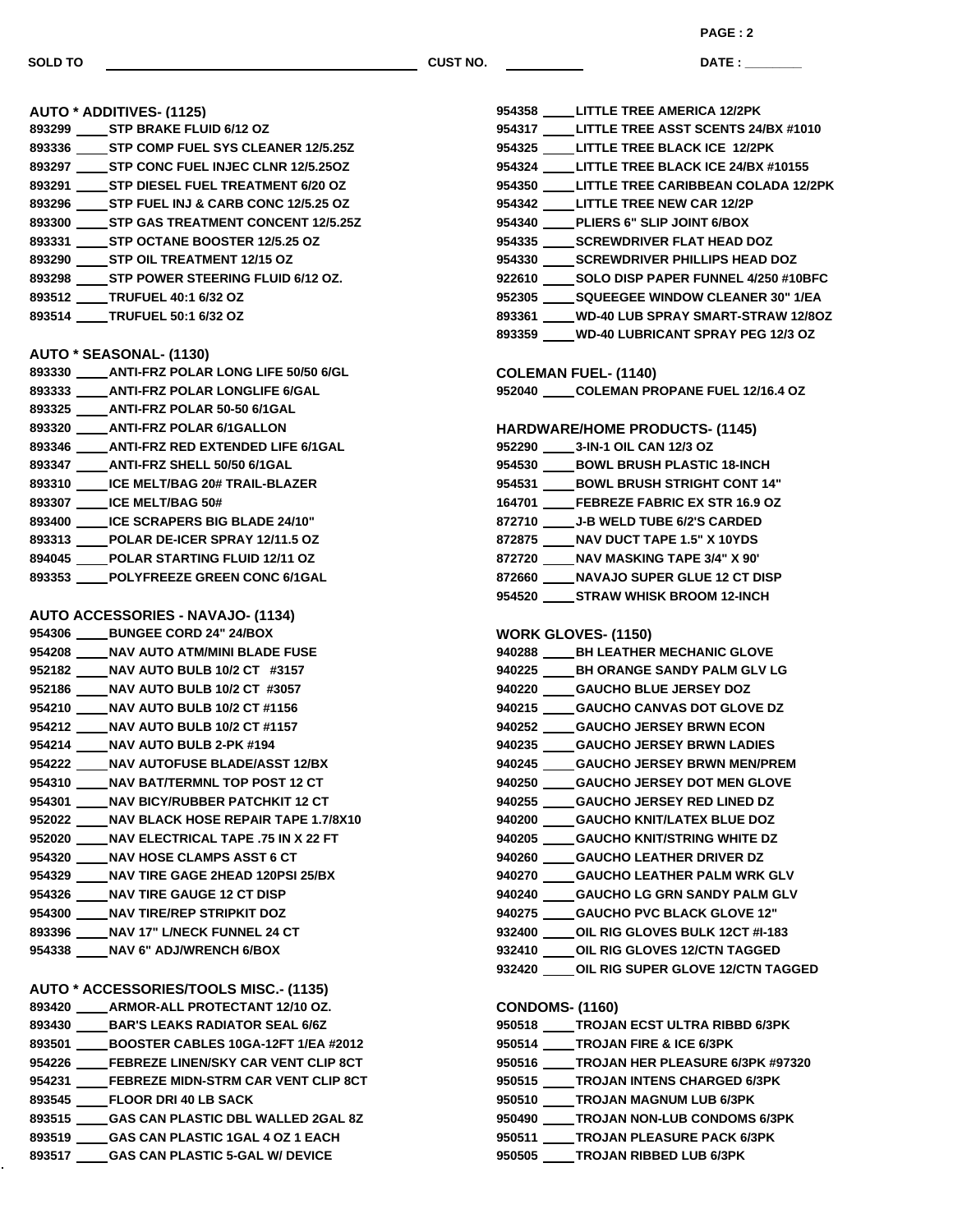SOLD TO ______________________ CUST NO. __________ DATE : ________

## AUTO * ADDITIVES- (1125)

893299 ____ STP BRAKE FLUID 6/12 OZ
893336 ____ STP COMP FUEL SYS CLEANER 12/5.25Z
893297 ____ STP CONC FUEL INJEC CLNR 12/5.25OZ
893291 ____ STP DIESEL FUEL TREATMENT 6/20 OZ
893296 ____ STP FUEL INJ & CARB CONC 12/5.25 OZ
893300 ____ STP GAS TREATMENT CONCENT 12/5.25Z
893331 ____ STP OCTANE BOOSTER 12/5.25 OZ
893290 ____ STP OIL TREATMENT 12/15 OZ
893298 ____ STP POWER STEERING FLUID 6/12 OZ.
893512 ____ TRUFUEL 40:1 6/32 OZ
893514 ____ TRUFUEL 50:1 6/32 OZ

## AUTO * SEASONAL- (1130)

893330 ____ ANTI-FRZ POLAR LONG LIFE 50/50 6/GL
893333 ____ ANTI-FRZ POLAR LONGLIFE 6/GAL
893325 ____ ANTI-FRZ POLAR 50-50 6/1GAL
893320 ____ ANTI-FRZ POLAR 6/1GALLON
893346 ____ ANTI-FRZ RED EXTENDED LIFE 6/1GAL
893347 ____ ANTI-FRZ SHELL 50/50 6/1GAL
893310 ____ ICE MELT/BAG 20# TRAIL-BLAZER
893307 ____ ICE MELT/BAG 50#
893400 ____ ICE SCRAPERS BIG BLADE 24/10"
893313 ____ POLAR DE-ICER SPRAY 12/11.5 OZ
894045 ____ POLAR STARTING FLUID 12/11 OZ
893353 ____ POLYFREEZE GREEN CONC 6/1GAL

## AUTO ACCESSORIES - NAVAJO- (1134)

954306 ____ BUNGEE CORD 24" 24/BOX
954208 ____ NAV AUTO ATM/MINI BLADE FUSE
952182 ____ NAV AUTO BULB 10/2 CT #3157
952186 ____ NAV AUTO BULB 10/2 CT #3057
954210 ____ NAV AUTO BULB 10/2 CT #1156
954212 ____ NAV AUTO BULB 10/2 CT #1157
954214 ____ NAV AUTO BULB 2-PK #194
954222 ____ NAV AUTOFUSE BLADE/ASST 12/BX
954310 ____ NAV BAT/TERMNL TOP POST 12 CT
954301 ____ NAV BICY/RUBBER PATCHKIT 12 CT
952022 ____ NAV BLACK HOSE REPAIR TAPE 1.7/8X10
952020 ____ NAV ELECTRICAL TAPE .75 IN X 22 FT
954320 ____ NAV HOSE CLAMPS ASST 6 CT
954329 ____ NAV TIRE GAGE 2HEAD 120PSI 25/BX
954326 ____ NAV TIRE GAUGE 12 CT DISP
954300 ____ NAV TIRE/REP STRIPKIT DOZ
893396 ____ NAV 17" L/NECK FUNNEL 24 CT
954338 ____ NAV 6" ADJ/WRENCH 6/BOX

## AUTO * ACCESSORIES/TOOLS MISC.- (1135)

893420 ____ ARMOR-ALL PROTECTANT 12/10 OZ.
893430 ____ BAR'S LEAKS RADIATOR SEAL 6/6Z
893501 ____ BOOSTER CABLES 10GA-12FT 1/EA #2012
954226 ____ FEBREZE LINEN/SKY CAR VENT CLIP 8CT
954231 ____ FEBREZE MIDN-STRM CAR VENT CLIP 8CT
893545 ____ FLOOR DRI 40 LB SACK
893515 ____ GAS CAN PLASTIC DBL WALLED 2GAL 8Z
893519 ____ GAS CAN PLASTIC 1GAL 4 OZ 1 EACH
893517 ____ GAS CAN PLASTIC 5-GAL W/ DEVICE
954358 ____ LITTLE TREE AMERICA 12/2PK
954317 ____ LITTLE TREE ASST SCENTS 24/BX #1010
954325 ____ LITTLE TREE BLACK ICE 12/2PK
954324 ____ LITTLE TREE BLACK ICE 24/BX #10155
954350 ____ LITTLE TREE CARIBBEAN COLADA 12/2PK
954342 ____ LITTLE TREE NEW CAR 12/2P
954340 ____ PLIERS 6" SLIP JOINT 6/BOX
954335 ____ SCREWDRIVER FLAT HEAD DOZ
954330 ____ SCREWDRIVER PHILLIPS HEAD DOZ
922610 ____ SOLO DISP PAPER FUNNEL 4/250 #10BFC
952305 ____ SQUEEGEE WINDOW CLEANER 30" 1/EA
893361 ____ WD-40 LUB SPRAY SMART-STRAW 12/8OZ
893359 ____ WD-40 LUBRICANT SPRAY PEG 12/3 OZ

## COLEMAN FUEL- (1140)

952040 ____ COLEMAN PROPANE FUEL 12/16.4 OZ

## HARDWARE/HOME PRODUCTS- (1145)

952290 ____ 3-IN-1 OIL CAN 12/3 OZ
954530 ____ BOWL BRUSH PLASTIC 18-INCH
954531 ____ BOWL BRUSH STRIGHT CONT 14"
164701 ____ FEBREZE FABRIC EX STR 16.9 OZ
872710 ____ J-B WELD TUBE 6/2'S CARDED
872875 ____ NAV DUCT TAPE 1.5" X 10YDS
872720 ____ NAV MASKING TAPE 3/4" X 90'
872660 ____ NAVAJO SUPER GLUE 12 CT DISP
954520 ____ STRAW WHISK BROOM 12-INCH

## WORK GLOVES- (1150)

940288 ____ BH LEATHER MECHANIC GLOVE
940225 ____ BH ORANGE SANDY PALM GLV LG
940220 ____ GAUCHO BLUE JERSEY DOZ
940215 ____ GAUCHO CANVAS DOT GLOVE DZ
940252 ____ GAUCHO JERSEY BRWN ECON
940235 ____ GAUCHO JERSEY BRWN LADIES
940245 ____ GAUCHO JERSEY BRWN MEN/PREM
940250 ____ GAUCHO JERSEY DOT MEN GLOVE
940255 ____ GAUCHO JERSEY RED LINED DZ
940200 ____ GAUCHO KNIT/LATEX BLUE DOZ
940205 ____ GAUCHO KNIT/STRING WHITE DZ
940260 ____ GAUCHO LEATHER DRIVER DZ
940270 ____ GAUCHO LEATHER PALM WRK GLV
940240 ____ GAUCHO LG GRN SANDY PALM GLV
940275 ____ GAUCHO PVC BLACK GLOVE 12"
932400 ____ OIL RIG GLOVES BULK 12CT #I-183
932410 ____ OIL RIG GLOVES 12/CTN TAGGED
932420 ____ OIL RIG SUPER GLOVE 12/CTN TAGGED

## CONDOMS- (1160)

950518 ____ TROJAN ECST ULTRA RIBBD 6/3PK
950514 ____ TROJAN FIRE & ICE 6/3PK
950516 ____ TROJAN HER PLEASURE 6/3PK #97320
950515 ____ TROJAN INTENS CHARGED 6/3PK
950510 ____ TROJAN MAGNUM LUB 6/3PK
950490 ____ TROJAN NON-LUB CONDOMS 6/3PK
950511 ____ TROJAN PLEASURE PACK 6/3PK
950505 ____ TROJAN RIBBED LUB 6/3PK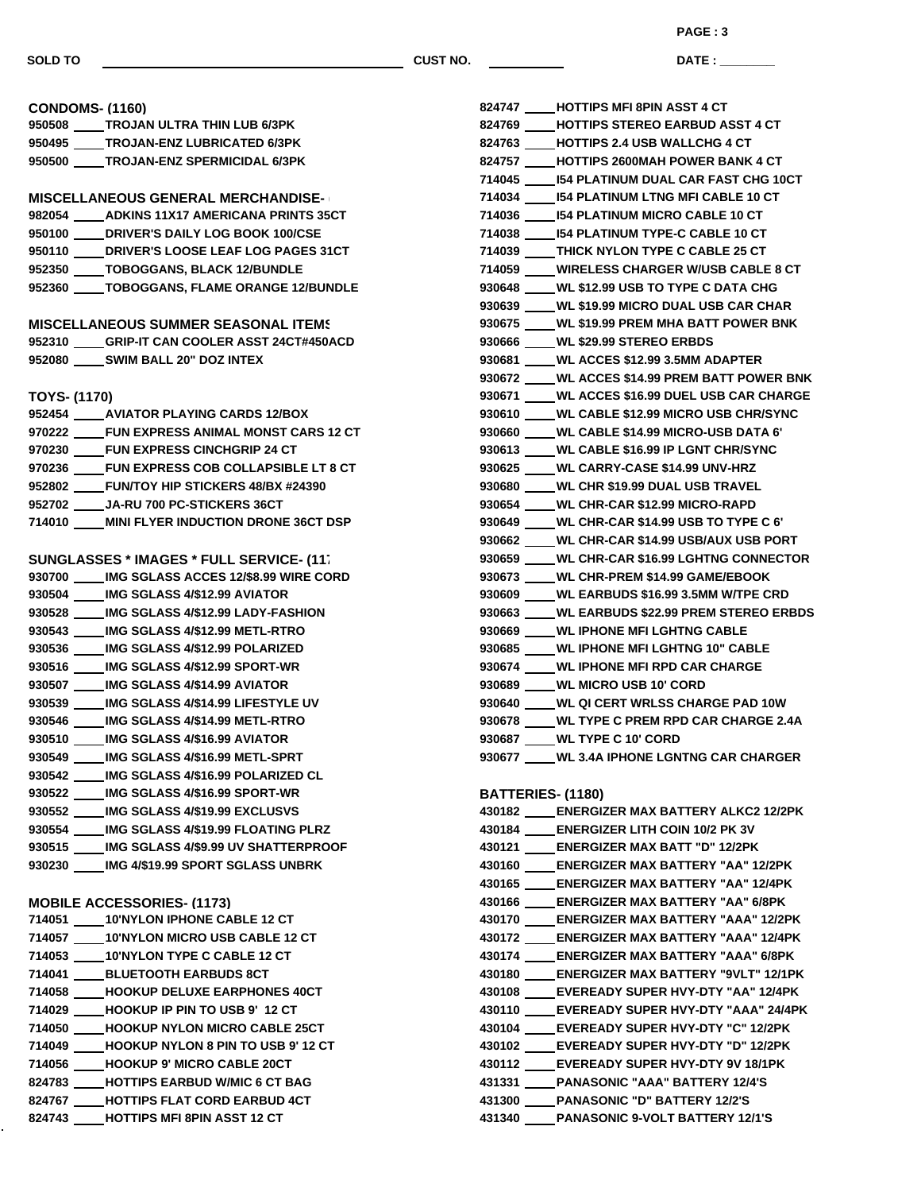SOLD TO ______________________ CUST NO. __________ DATE : ________

## CONDOMS- (1160)

- 950508 ____ TROJAN ULTRA THIN LUB 6/3PK
- 950495 ____ TROJAN-ENZ LUBRICATED 6/3PK
- 950500 ____ TROJAN-ENZ SPERMICIDAL 6/3PK

## MISCELLANEOUS GENERAL MERCHANDISE-

- 982054 ____ ADKINS 11X17 AMERICANA PRINTS 35CT
- 950100 ____ DRIVER'S DAILY LOG BOOK 100/CSE
- 950110 ____ DRIVER'S LOOSE LEAF LOG PAGES 31CT
- 952350 ____ TOBOGGANS, BLACK 12/BUNDLE
- 952360 ____ TOBOGGANS, FLAME ORANGE 12/BUNDLE

## MISCELLANEOUS SUMMER SEASONAL ITEMS

- 952310 ____ GRIP-IT CAN COOLER ASST 24CT#450ACD
- 952080 ____ SWIM BALL 20" DOZ INTEX

## TOYS- (1170)

- 952454 ____ AVIATOR PLAYING CARDS 12/BOX
- 970222 ____ FUN EXPRESS ANIMAL MONST CARS 12 CT
- 970230 ____ FUN EXPRESS CINCHGRIP 24 CT
- 970236 ____ FUN EXPRESS COB COLLAPSIBLE LT 8 CT
- 952802 ____ FUN/TOY HIP STICKERS 48/BX #24390
- 952702 ____ JA-RU 700 PC-STICKERS 36CT
- 714010 ____ MINI FLYER INDUCTION DRONE 36CT DSP

## SUNGLASSES * IMAGES * FULL SERVICE- (117

- 930700 ____ IMG SGLASS ACCES 12/$8.99 WIRE CORD
- 930504 ____ IMG SGLASS 4/$12.99 AVIATOR
- 930528 ____ IMG SGLASS 4/$12.99 LADY-FASHION
- 930543 ____ IMG SGLASS 4/$12.99 METL-RTRO
- 930536 ____ IMG SGLASS 4/$12.99 POLARIZED
- 930516 ____ IMG SGLASS 4/$12.99 SPORT-WR
- 930507 ____ IMG SGLASS 4/$14.99 AVIATOR
- 930539 ____ IMG SGLASS 4/$14.99 LIFESTYLE UV
- 930546 ____ IMG SGLASS 4/$14.99 METL-RTRO
- 930510 ____ IMG SGLASS 4/$16.99 AVIATOR
- 930549 ____ IMG SGLASS 4/$16.99 METL-SPRT
- 930542 ____ IMG SGLASS 4/$16.99 POLARIZED CL
- 930522 ____ IMG SGLASS 4/$16.99 SPORT-WR
- 930552 ____ IMG SGLASS 4/$19.99 EXCLUSVS
- 930554 ____ IMG SGLASS 4/$19.99 FLOATING PLRZ
- 930515 ____ IMG SGLASS 4/$9.99 UV SHATTERPROOF
- 930230 ____ IMG 4/$19.99 SPORT SGLASS UNBRK

## MOBILE ACCESSORIES- (1173)

- 714051 ____ 10'NYLON IPHONE CABLE 12 CT
- 714057 ____ 10'NYLON MICRO USB CABLE 12 CT
- 714053 ____ 10'NYLON TYPE C CABLE 12 CT
- 714041 ____ BLUETOOTH EARBUDS 8CT
- 714058 ____ HOOKUP DELUXE EARPHONES 40CT
- 714029 ____ HOOKUP IP PIN TO USB 9' 12 CT
- 714050 ____ HOOKUP NYLON MICRO CABLE 25CT
- 714049 ____ HOOKUP NYLON 8 PIN TO USB 9' 12 CT
- 714056 ____ HOOKUP 9' MICRO CABLE 20CT
- 824783 ____ HOTTIPS EARBUD W/MIC 6 CT BAG
- 824767 ____ HOTTIPS FLAT CORD EARBUD 4CT
- 824743 ____ HOTTIPS MFI 8PIN ASST 12 CT
- 824747 ____ HOTTIPS MFI 8PIN ASST 4 CT
- 824769 ____ HOTTIPS STEREO EARBUD ASST 4 CT
- 824763 ____ HOTTIPS 2.4 USB WALLCHG 4 CT
- 824757 ____ HOTTIPS 2600MAH POWER BANK 4 CT
- 714045 ____ I54 PLATINUM DUAL CAR FAST CHG 10CT
- 714034 ____ I54 PLATINUM LTNG MFI CABLE 10 CT
- 714036 ____ I54 PLATINUM MICRO CABLE 10 CT
- 714038 ____ I54 PLATINUM TYPE-C CABLE 10 CT
- 714039 ____ THICK NYLON TYPE C CABLE 25 CT
- 714059 ____ WIRELESS CHARGER W/USB CABLE 8 CT
- 930648 ____ WL $12.99 USB TO TYPE C DATA CHG
- 930639 ____ WL $19.99 MICRO DUAL USB CAR CHAR
- 930675 ____ WL $19.99 PREM MHA BATT POWER BNK
- 930666 ____ WL $29.99 STEREO ERBDS
- 930681 ____ WL ACCES $12.99 3.5MM ADAPTER
- 930672 ____ WL ACCES $14.99 PREM BATT POWER BNK
- 930671 ____ WL ACCES $16.99 DUEL USB CAR CHARGE
- 930610 ____ WL CABLE $12.99 MICRO USB CHR/SYNC
- 930660 ____ WL CABLE $14.99 MICRO-USB DATA 6'
- 930613 ____ WL CABLE $16.99 IP LGNT CHR/SYNC
- 930625 ____ WL CARRY-CASE $14.99 UNV-HRZ
- 930680 ____ WL CHR $19.99 DUAL USB TRAVEL
- 930654 ____ WL CHR-CAR $12.99 MICRO-RAPD
- 930649 ____ WL CHR-CAR $14.99 USB TO TYPE C 6'
- 930662 ____ WL CHR-CAR $14.99 USB/AUX USB PORT
- 930659 ____ WL CHR-CAR $16.99 LGHTNG CONNECTOR
- 930673 ____ WL CHR-PREM $14.99 GAME/EBOOK
- 930609 ____ WL EARBUDS $16.99 3.5MM W/TPE CRD
- 930663 ____ WL EARBUDS $22.99 PREM STEREO ERBDS
- 930669 ____ WL IPHONE MFI LGHTNG CABLE
- 930685 ____ WL IPHONE MFI LGHTNG 10" CABLE
- 930674 ____ WL IPHONE MFI RPD CAR CHARGE
- 930689 ____ WL MICRO USB 10' CORD
- 930640 ____ WL QI CERT WRLSS CHARGE PAD 10W
- 930678 ____ WL TYPE C PREM RPD CAR CHARGE 2.4A
- 930687 ____ WL TYPE C 10' CORD
- 930677 ____ WL 3.4A IPHONE LGNTNG CAR CHARGER

## BATTERIES- (1180)

- 430182 ____ ENERGIZER MAX BATTERY ALKC2 12/2PK
- 430184 ____ ENERGIZER LITH COIN 10/2 PK 3V
- 430121 ____ ENERGIZER MAX BATT "D" 12/2PK
- 430160 ____ ENERGIZER MAX BATTERY "AA" 12/2PK
- 430165 ____ ENERGIZER MAX BATTERY "AA" 12/4PK
- 430166 ____ ENERGIZER MAX BATTERY "AA" 6/8PK
- 430170 ____ ENERGIZER MAX BATTERY "AAA" 12/2PK
- 430172 ____ ENERGIZER MAX BATTERY "AAA" 12/4PK
- 430174 ____ ENERGIZER MAX BATTERY "AAA" 6/8PK
- 430180 ____ ENERGIZER MAX BATTERY "9VLT" 12/1PK
- 430108 ____ EVEREADY SUPER HVY-DTY "AA" 12/4PK
- 430110 ____ EVEREADY SUPER HVY-DTY "AAA" 24/4PK
- 430104 ____ EVEREADY SUPER HVY-DTY "C" 12/2PK
- 430102 ____ EVEREADY SUPER HVY-DTY "D" 12/2PK
- 430112 ____ EVEREADY SUPER HVY-DTY 9V 18/1PK
- 431331 ____ PANASONIC "AAA" BATTERY 12/4'S
- 431300 ____ PANASONIC "D" BATTERY 12/2'S
- 431340 ____ PANASONIC 9-VOLT BATTERY 12/1'S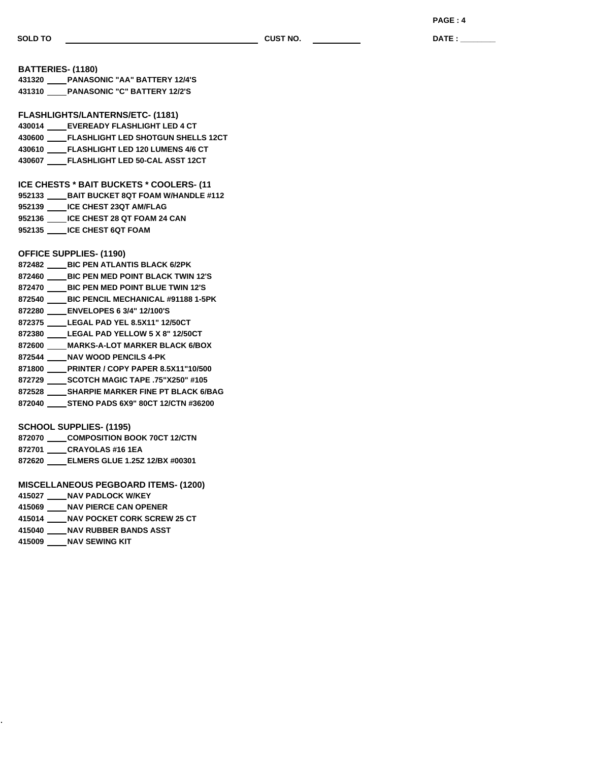SOLD TO ______________________ CUST NO. __________ DATE : ________

**BATTERIES- (1180)**

431320 ____ PANASONIC "AA" BATTERY 12/4'S
431310 ____ PANASONIC "C" BATTERY 12/2'S

**FLASHLIGHTS/LANTERNS/ETC- (1181)**

430014 ____ EVEREADY FLASHLIGHT LED 4 CT
430600 ____ FLASHLIGHT LED SHOTGUN SHELLS 12CT
430610 ____ FLASHLIGHT LED 120 LUMENS 4/6 CT
430607 ____ FLASHLIGHT LED 50-CAL ASST 12CT

**ICE CHESTS * BAIT BUCKETS * COOLERS- (11**

952133 ____ BAIT BUCKET 8QT FOAM W/HANDLE #112
952139 ____ ICE CHEST 23QT AM/FLAG
952136 ____ ICE CHEST 28 QT FOAM 24 CAN
952135 ____ ICE CHEST 6QT FOAM

**OFFICE SUPPLIES- (1190)**

872482 ____ BIC PEN ATLANTIS BLACK 6/2PK
872460 ____ BIC PEN MED POINT BLACK TWIN 12'S
872470 ____ BIC PEN MED POINT BLUE TWIN 12'S
872540 ____ BIC PENCIL MECHANICAL #91188 1-5PK
872280 ____ ENVELOPES 6 3/4" 12/100'S
872375 ____ LEGAL PAD YEL 8.5X11" 12/50CT
872380 ____ LEGAL PAD YELLOW 5 X 8" 12/50CT
872600 ____ MARKS-A-LOT MARKER BLACK 6/BOX
872544 ____ NAV WOOD PENCILS 4-PK
871800 ____ PRINTER / COPY PAPER 8.5X11"10/500
872729 ____ SCOTCH MAGIC TAPE .75"X250" #105
872528 ____ SHARPIE MARKER FINE PT BLACK 6/BAG
872040 ____ STENO PADS 6X9" 80CT 12/CTN #36200

**SCHOOL SUPPLIES- (1195)**

872070 ____ COMPOSITION BOOK 70CT 12/CTN
872701 ____ CRAYOLAS #16 1EA
872620 ____ ELMERS GLUE 1.25Z 12/BX #00301

**MISCELLANEOUS PEGBOARD ITEMS- (1200)**

415027 ____ NAV PADLOCK W/KEY
415069 ____ NAV PIERCE CAN OPENER
415014 ____ NAV POCKET CORK SCREW 25 CT
415040 ____ NAV RUBBER BANDS ASST
415009 ____ NAV SEWING KIT